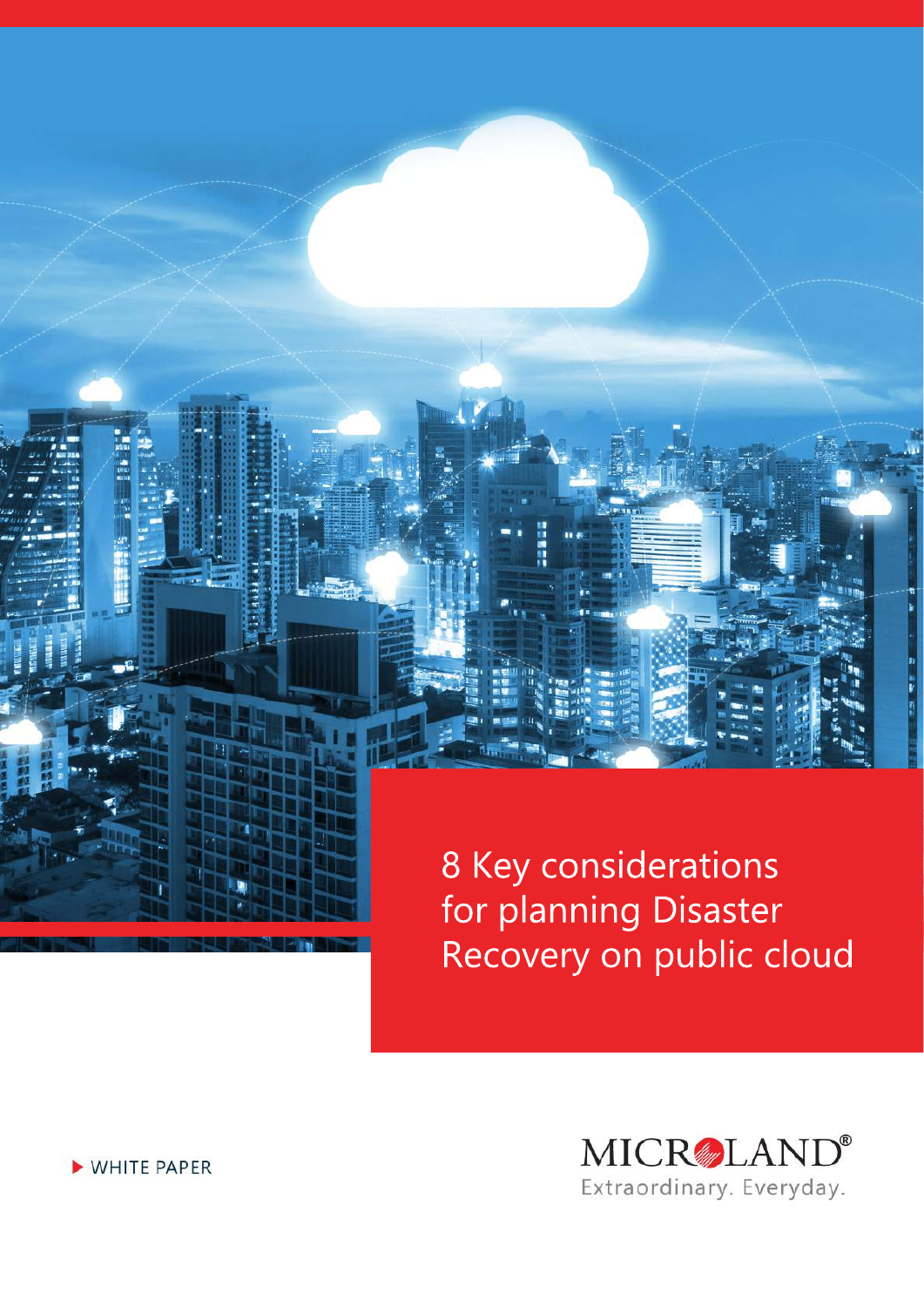# 8 Key considerations for planning Disaster Recovery on public cloud

WHITE PAPER

MICROLAND®

Extraordinary. Everyday.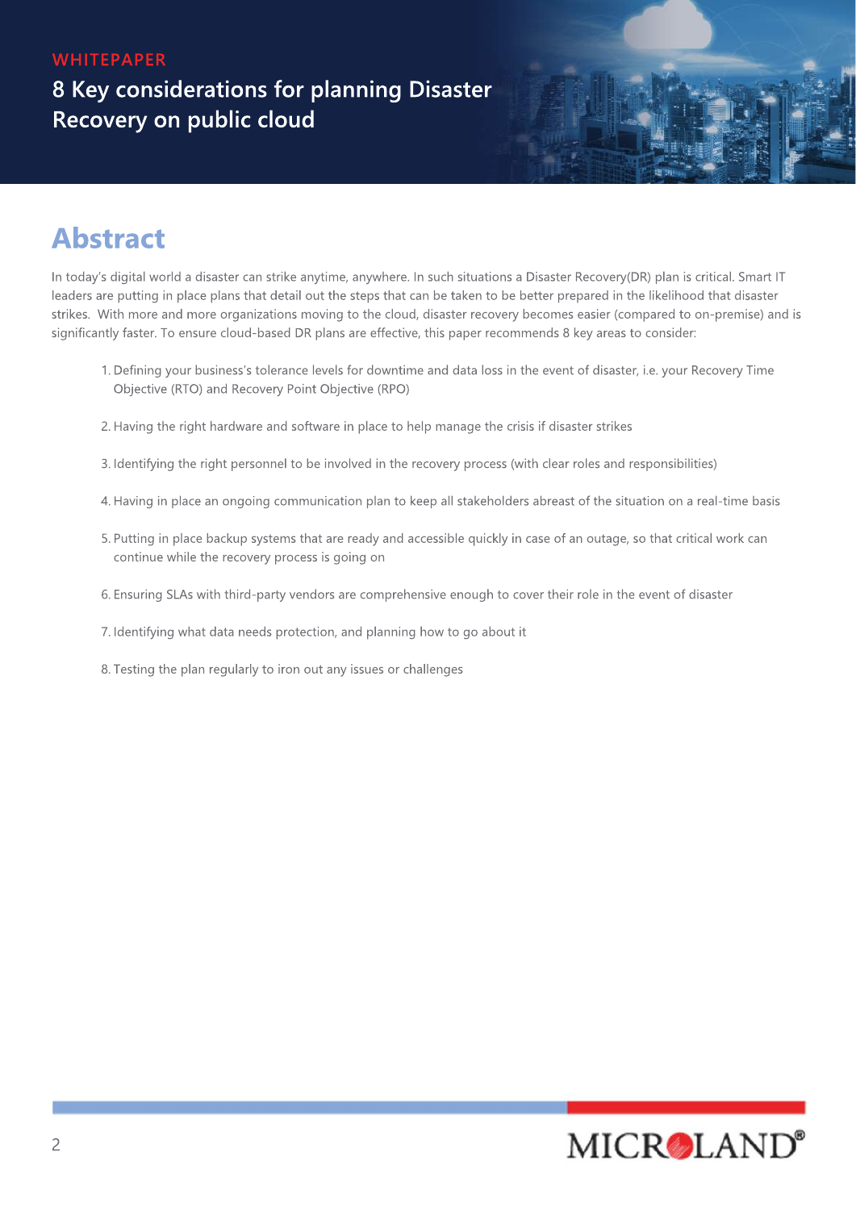WHITEPAPER

# 8 Key considerations for planning Disaster Recovery on public cloud

## Abstract

In today's digital world a disaster can strike anytime, anywhere. In such situations a Disaster Recovery(DR) plan is critical. Smart IT leaders are putting in place plans that detail out the steps that can be taken to be better prepared in the likelihood that disaster strikes. With more and more organizations moving to the cloud, disaster recovery becomes easier (compared to on-premise) and is significantly faster. To ensure cloud-based DR plans are effective, this paper recommends 8 key areas to consider:

1. Defining your business's tolerance levels for downtime and data loss in the event of disaster, i.e. your Recovery Time Objective (RTO) and Recovery Point Objective (RPO)

2. Having the right hardware and software in place to help manage the crisis if disaster strikes

3. Identifying the right personnel to be involved in the recovery process (with clear roles and responsibilities)

4. Having in place an ongoing communication plan to keep all stakeholders abreast of the situation on a real-time basis

5. Putting in place backup systems that are ready and accessible quickly in case of an outage, so that critical work can continue while the recovery process is going on

6. Ensuring SLAs with third-party vendors are comprehensive enough to cover their role in the event of disaster

7. Identifying what data needs protection, and planning how to go about it

8. Testing the plan regularly to iron out any issues or challenges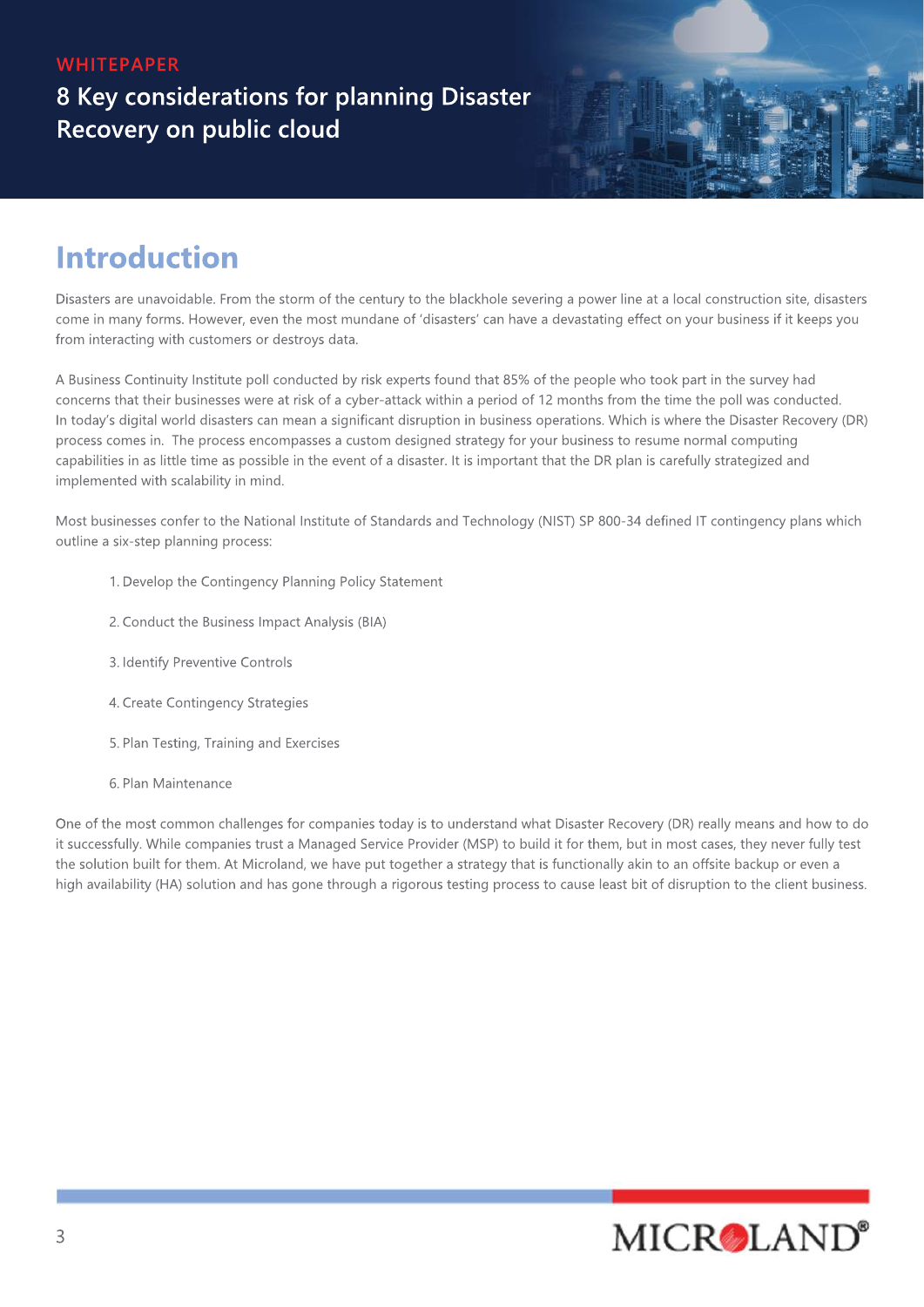WHITEPAPER

8 Key considerations for planning Disaster Recovery on public cloud

## Introduction

Disasters are unavoidable. From the storm of the century to the blackhole severing a power line at a local construction site, disasters come in many forms. However, even the most mundane of 'disasters' can have a devastating effect on your business if it keeps you from interacting with customers or destroys data.

A Business Continuity Institute poll conducted by risk experts found that 85% of the people who took part in the survey had concerns that their businesses were at risk of a cyber-attack within a period of 12 months from the time the poll was conducted. In today's digital world disasters can mean a significant disruption in business operations. Which is where the Disaster Recovery (DR) process comes in. The process encompasses a custom designed strategy for your business to resume normal computing capabilities in as little time as possible in the event of a disaster. It is important that the DR plan is carefully strategized and implemented with scalability in mind.

Most businesses confer to the National Institute of Standards and Technology (NIST) SP 800-34 defined IT contingency plans which outline a six-step planning process:

1. Develop the Contingency Planning Policy Statement
2. Conduct the Business Impact Analysis (BIA)
3. Identify Preventive Controls
4. Create Contingency Strategies
5. Plan Testing, Training and Exercises
6. Plan Maintenance

One of the most common challenges for companies today is to understand what Disaster Recovery (DR) really means and how to do it successfully. While companies trust a Managed Service Provider (MSP) to build it for them, but in most cases, they never fully test the solution built for them. At Microland, we have put together a strategy that is functionally akin to an offsite backup or even a high availability (HA) solution and has gone through a rigorous testing process to cause least bit of disruption to the client business.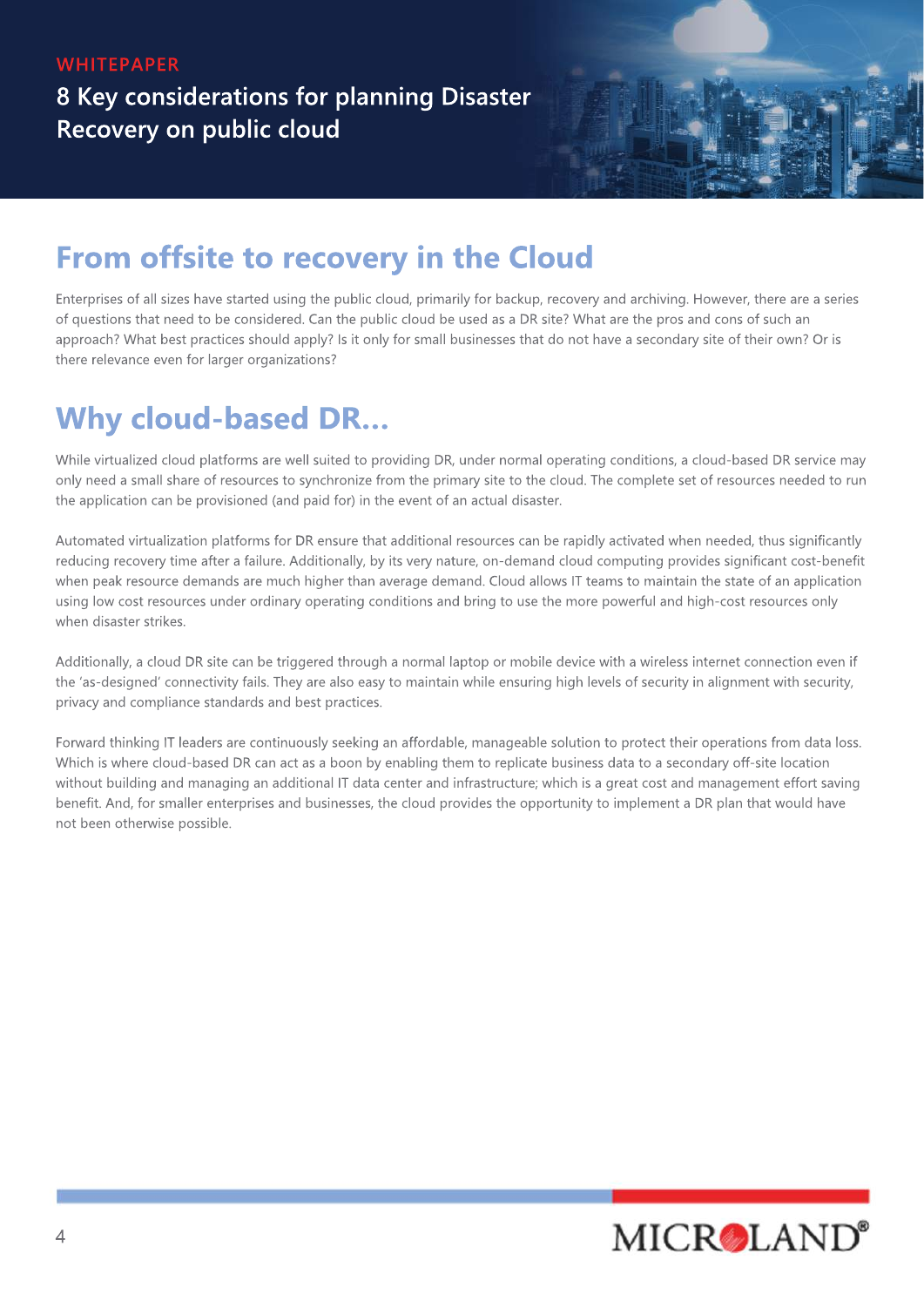WHITEPAPER

8 Key considerations for planning Disaster Recovery on public cloud

# From offsite to recovery in the Cloud

Enterprises of all sizes have started using the public cloud, primarily for backup, recovery and archiving. However, there are a series of questions that need to be considered. Can the public cloud be used as a DR site? What are the pros and cons of such an approach? What best practices should apply? Is it only for small businesses that do not have a secondary site of their own? Or is there relevance even for larger organizations?

# Why cloud-based DR...

While virtualized cloud platforms are well suited to providing DR, under normal operating conditions, a cloud-based DR service may only need a small share of resources to synchronize from the primary site to the cloud. The complete set of resources needed to run the application can be provisioned (and paid for) in the event of an actual disaster.

Automated virtualization platforms for DR ensure that additional resources can be rapidly activated when needed, thus significantly reducing recovery time after a failure. Additionally, by its very nature, on-demand cloud computing provides significant cost-benefit when peak resource demands are much higher than average demand. Cloud allows IT teams to maintain the state of an application using low cost resources under ordinary operating conditions and bring to use the more powerful and high-cost resources only when disaster strikes.

Additionally, a cloud DR site can be triggered through a normal laptop or mobile device with a wireless internet connection even if the 'as-designed' connectivity fails. They are also easy to maintain while ensuring high levels of security in alignment with security, privacy and compliance standards and best practices.

Forward thinking IT leaders are continuously seeking an affordable, manageable solution to protect their operations from data loss. Which is where cloud-based DR can act as a boon by enabling them to replicate business data to a secondary off-site location without building and managing an additional IT data center and infrastructure; which is a great cost and management effort saving benefit. And, for smaller enterprises and businesses, the cloud provides the opportunity to implement a DR plan that would have not been otherwise possible.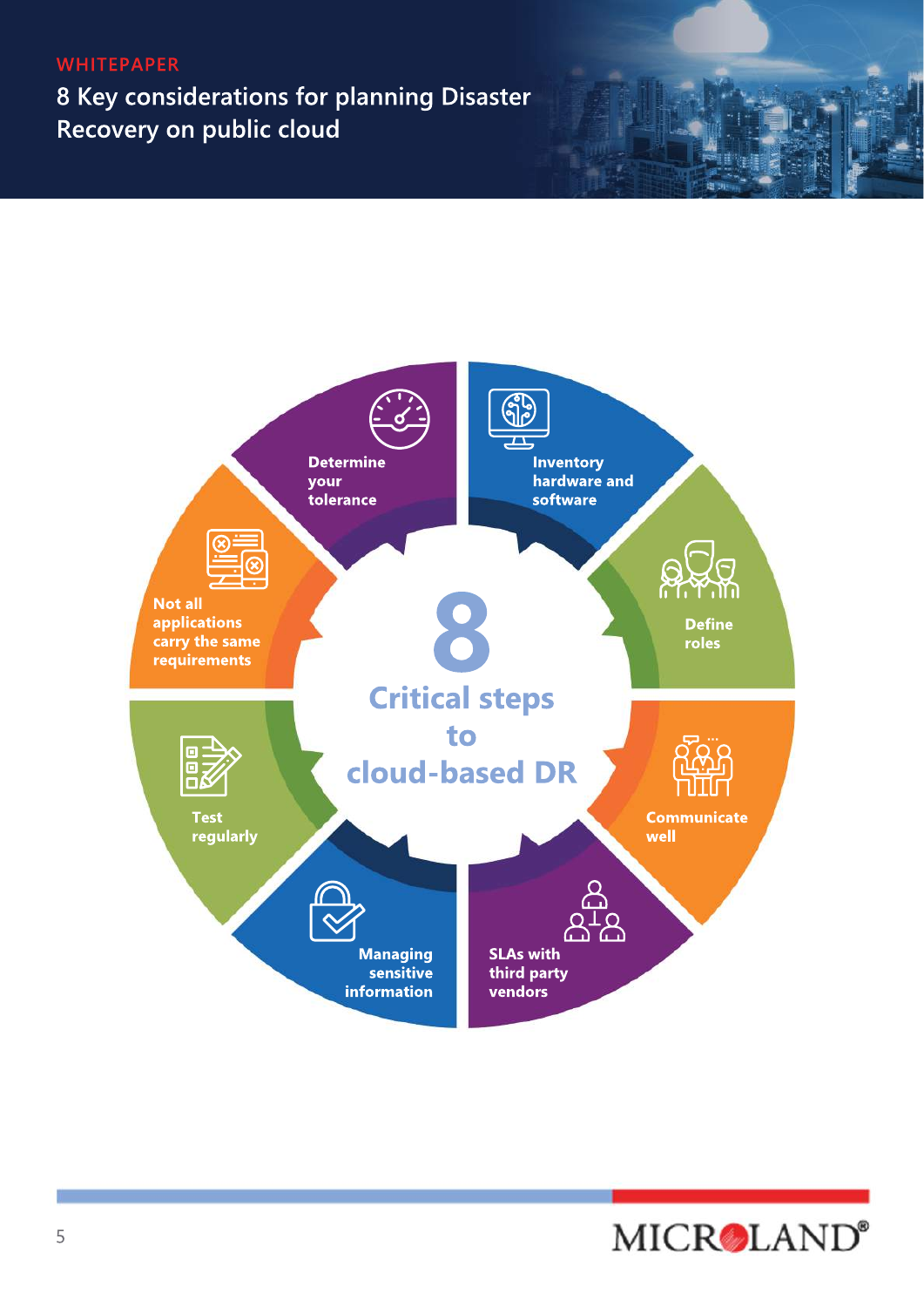# 8 Critical steps to cloud-based DR

- Determine your tolerance
- Inventory hardware and software
- Define roles
- Communicate well
- SLAs with third party vendors
- Managing sensitive information
- Test regularly
- Not all applications carry the same requirements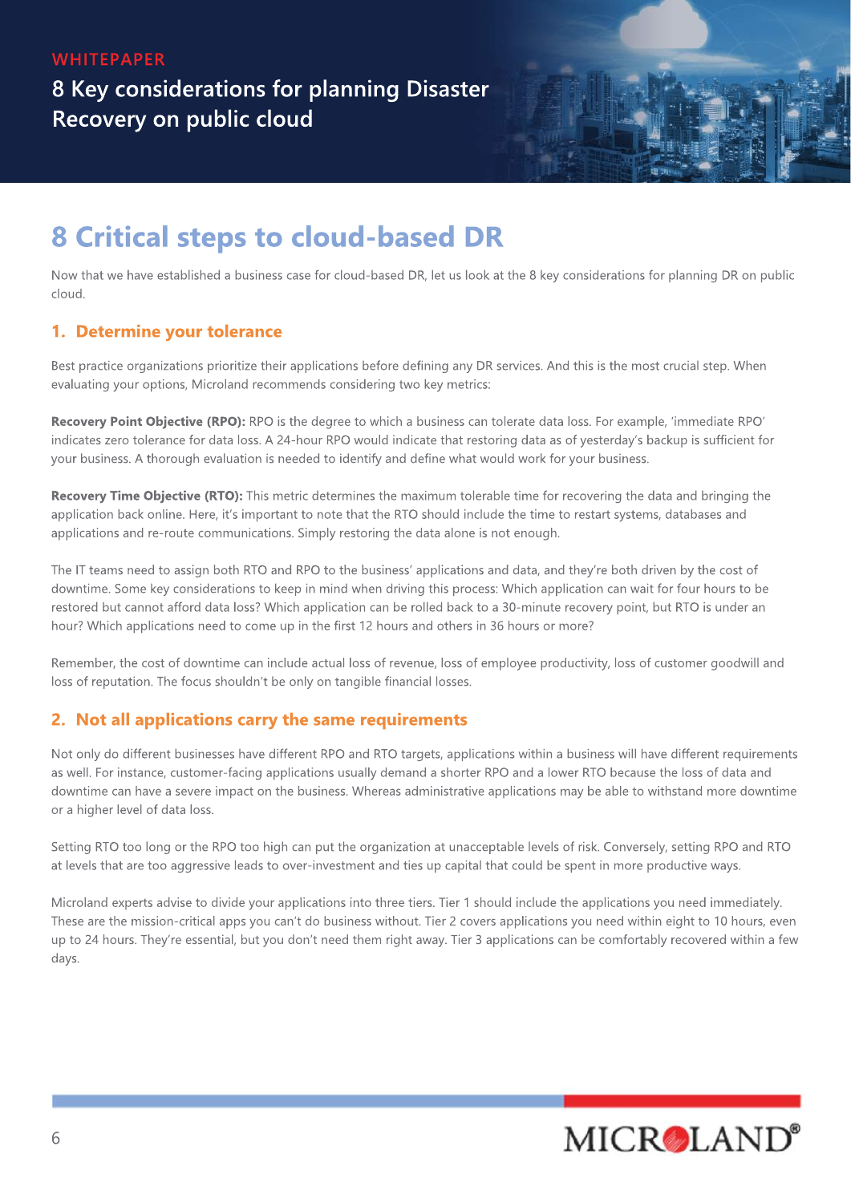# 8 Critical steps to cloud-based DR

Now that we have established a business case for cloud-based DR, let us look at the 8 key considerations for planning DR on public cloud.

## 1. Determine your tolerance

Best practice organizations prioritize their applications before defining any DR services. And this is the most crucial step. When evaluating your options, Microland recommends considering two key metrics:

**Recovery Point Objective (RPO):** RPO is the degree to which a business can tolerate data loss. For example, 'immediate RPO' indicates zero tolerance for data loss. A 24-hour RPO would indicate that restoring data as of yesterday's backup is sufficient for your business. A thorough evaluation is needed to identify and define what would work for your business.

**Recovery Time Objective (RTO):** This metric determines the maximum tolerable time for recovering the data and bringing the application back online. Here, it's important to note that the RTO should include the time to restart systems, databases and applications and re-route communications. Simply restoring the data alone is not enough.

The IT teams need to assign both RTO and RPO to the business' applications and data, and they're both driven by the cost of downtime. Some key considerations to keep in mind when driving this process: Which application can wait for four hours to be restored but cannot afford data loss? Which application can be rolled back to a 30-minute recovery point, but RTO is under an hour? Which applications need to come up in the first 12 hours and others in 36 hours or more?

Remember, the cost of downtime can include actual loss of revenue, loss of employee productivity, loss of customer goodwill and loss of reputation. The focus shouldn't be only on tangible financial losses.

## 2. Not all applications carry the same requirements

Not only do different businesses have different RPO and RTO targets, applications within a business will have different requirements as well. For instance, customer-facing applications usually demand a shorter RPO and a lower RTO because the loss of data and downtime can have a severe impact on the business. Whereas administrative applications may be able to withstand more downtime or a higher level of data loss.

Setting RTO too long or the RPO too high can put the organization at unacceptable levels of risk. Conversely, setting RPO and RTO at levels that are too aggressive leads to over-investment and ties up capital that could be spent in more productive ways.

Microland experts advise to divide your applications into three tiers. Tier 1 should include the applications you need immediately. These are the mission-critical apps you can't do business without. Tier 2 covers applications you need within eight to 10 hours, even up to 24 hours. They're essential, but you don't need them right away. Tier 3 applications can be comfortably recovered within a few days.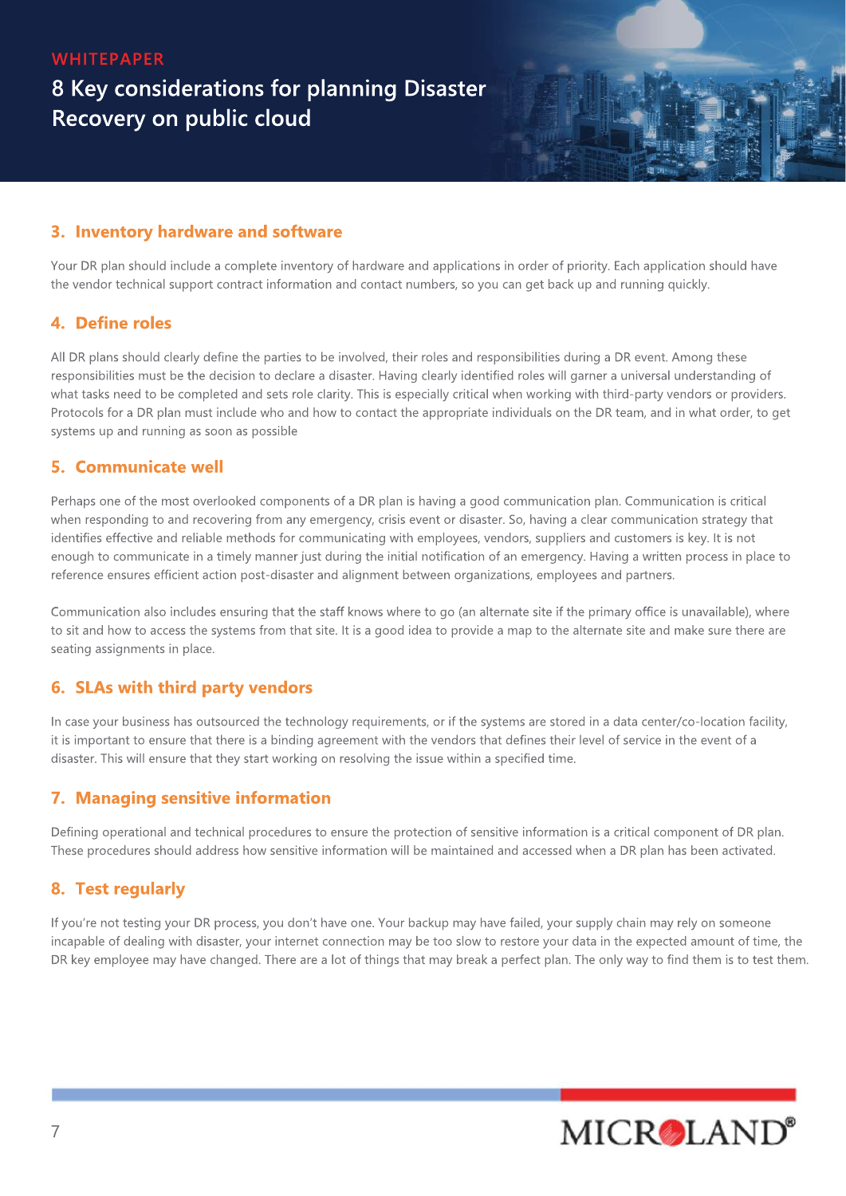### 3. Inventory hardware and software

Your DR plan should include a complete inventory of hardware and applications in order of priority. Each application should have the vendor technical support contract information and contact numbers, so you can get back up and running quickly.

### 4. Define roles

All DR plans should clearly define the parties to be involved, their roles and responsibilities during a DR event. Among these responsibilities must be the decision to declare a disaster. Having clearly identified roles will garner a universal understanding of what tasks need to be completed and sets role clarity. This is especially critical when working with third-party vendors or providers. Protocols for a DR plan must include who and how to contact the appropriate individuals on the DR team, and in what order, to get systems up and running as soon as possible

### 5. Communicate well

Perhaps one of the most overlooked components of a DR plan is having a good communication plan. Communication is critical when responding to and recovering from any emergency, crisis event or disaster. So, having a clear communication strategy that identifies effective and reliable methods for communicating with employees, vendors, suppliers and customers is key. It is not enough to communicate in a timely manner just during the initial notification of an emergency. Having a written process in place to reference ensures efficient action post-disaster and alignment between organizations, employees and partners.

Communication also includes ensuring that the staff knows where to go (an alternate site if the primary office is unavailable), where to sit and how to access the systems from that site. It is a good idea to provide a map to the alternate site and make sure there are seating assignments in place.

### 6. SLAs with third party vendors

In case your business has outsourced the technology requirements, or if the systems are stored in a data center/co-location facility, it is important to ensure that there is a binding agreement with the vendors that defines their level of service in the event of a disaster. This will ensure that they start working on resolving the issue within a specified time.

### 7. Managing sensitive information

Defining operational and technical procedures to ensure the protection of sensitive information is a critical component of DR plan. These procedures should address how sensitive information will be maintained and accessed when a DR plan has been activated.

### 8. Test regularly

If you're not testing your DR process, you don't have one. Your backup may have failed, your supply chain may rely on someone incapable of dealing with disaster, your internet connection may be too slow to restore your data in the expected amount of time, the DR key employee may have changed. There are a lot of things that may break a perfect plan. The only way to find them is to test them.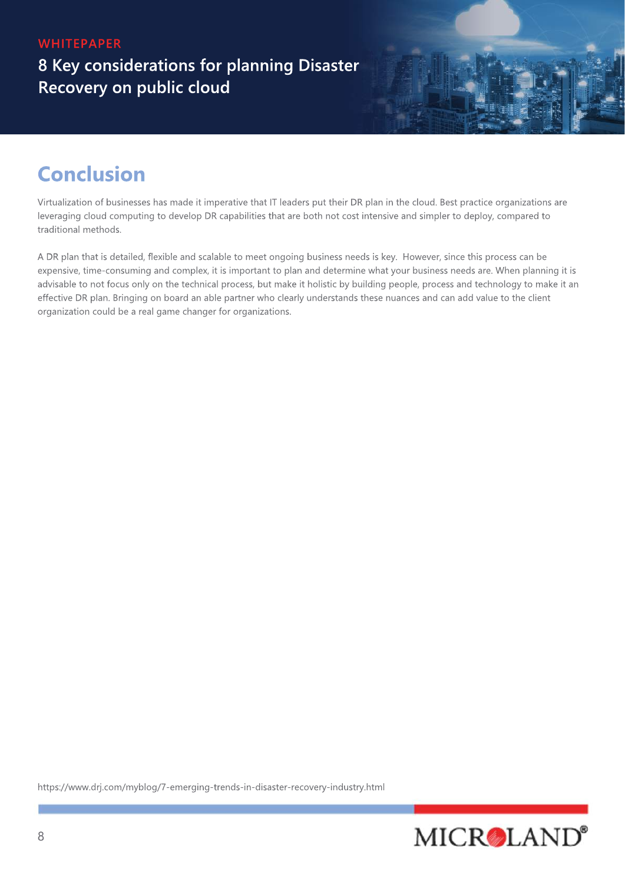## Conclusion

Virtualization of businesses has made it imperative that IT leaders put their DR plan in the cloud. Best practice organizations are leveraging cloud computing to develop DR capabilities that are both not cost intensive and simpler to deploy, compared to traditional methods.

A DR plan that is detailed, flexible and scalable to meet ongoing business needs is key. However, since this process can be expensive, time-consuming and complex, it is important to plan and determine what your business needs are. When planning it is advisable to not focus only on the technical process, but make it holistic by building people, process and technology to make it an effective DR plan. Bringing on board an able partner who clearly understands these nuances and can add value to the client organization could be a real game changer for organizations.

https://www.drj.com/myblog/7-emerging-trends-in-disaster-recovery-industry.html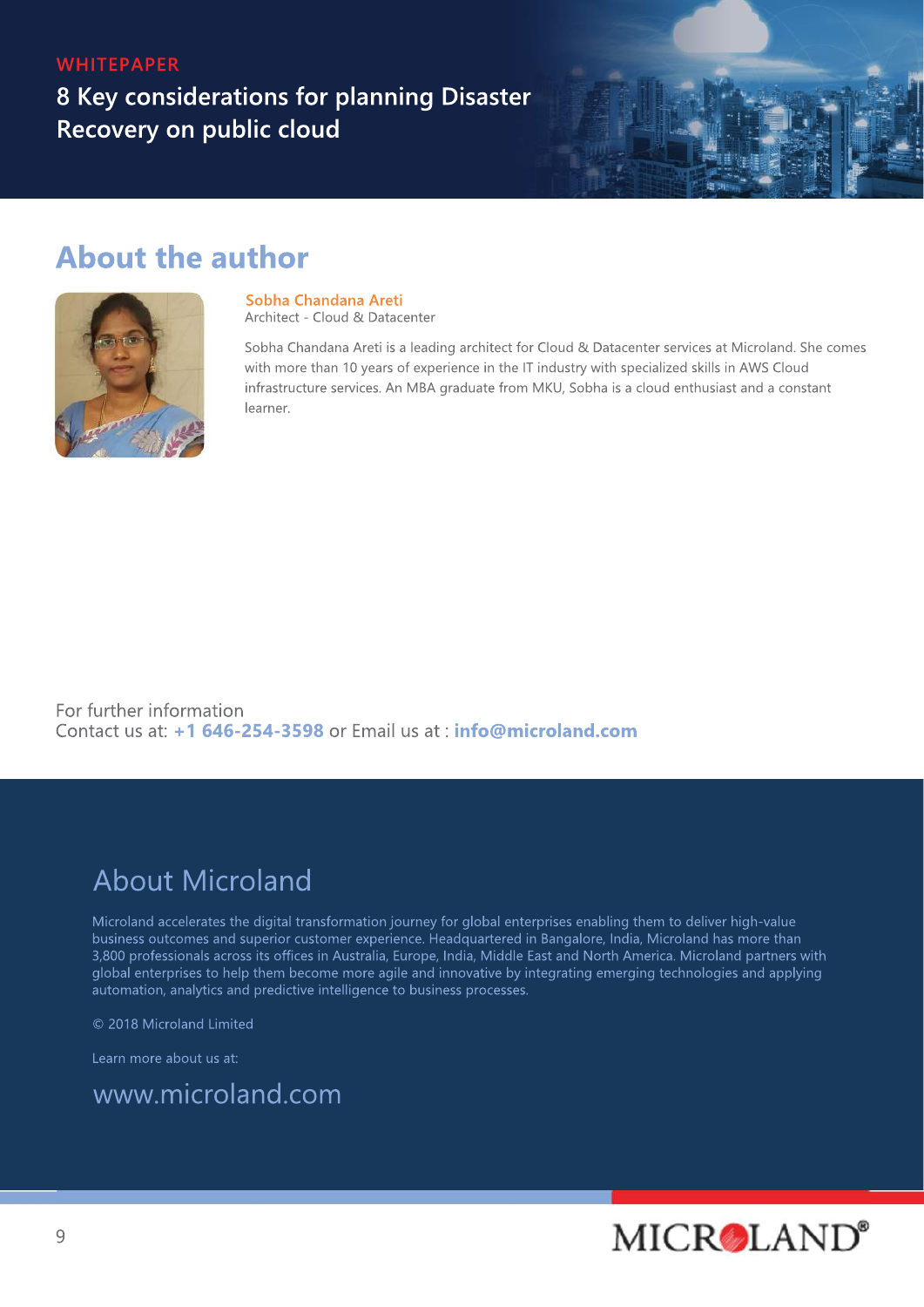WHITEPAPER

8 Key considerations for planning Disaster Recovery on public cloud

## About the author

**Sobha Chandana Areti**
Architect - Cloud & Datacenter

Sobha Chandana Areti is a leading architect for Cloud & Datacenter services at Microland. She comes with more than 10 years of experience in the IT industry with specialized skills in AWS Cloud infrastructure services. An MBA graduate from MKU, Sobha is a cloud enthusiast and a constant learner.

For further information
Contact us at: **+1 646-254-3598** or Email us at : **info@microland.com**

## About Microland

Microland accelerates the digital transformation journey for global enterprises enabling them to deliver high-value business outcomes and superior customer experience. Headquartered in Bangalore, India, Microland has more than 3,800 professionals across its offices in Australia, Europe, India, Middle East and North America. Microland partners with global enterprises to help them become more agile and innovative by integrating emerging technologies and applying automation, analytics and predictive intelligence to business processes.

© 2018 Microland Limited

Learn more about us at:

www.microland.com

MICROLAND®